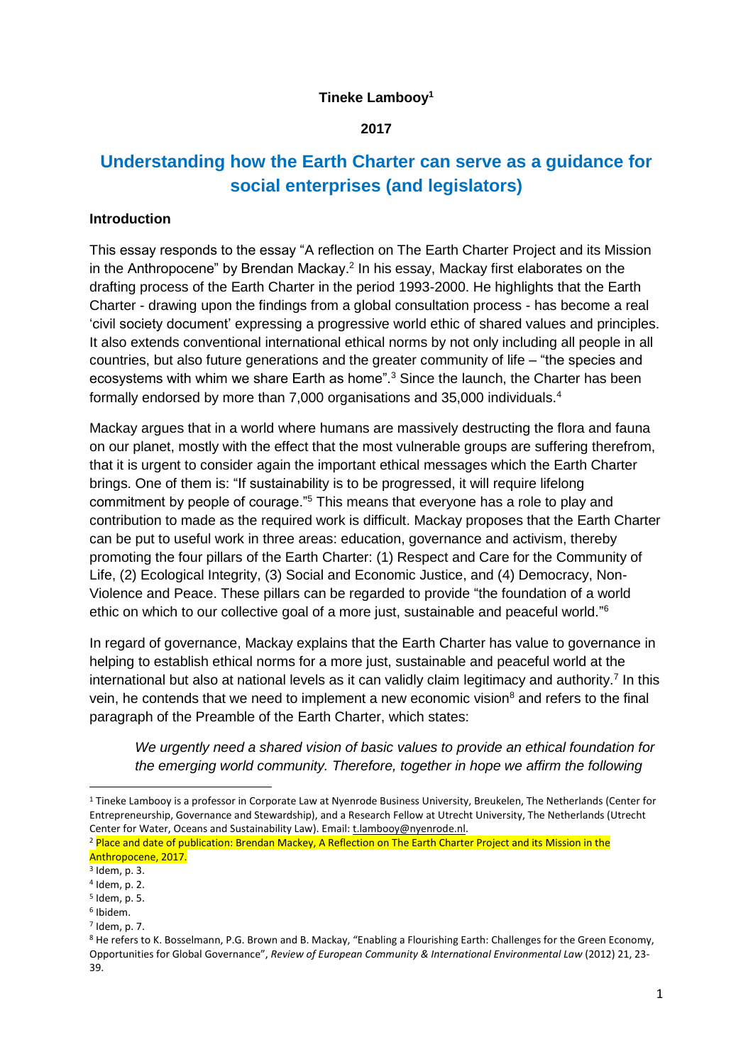**Tineke Lambooy[1]**

**2017**

# Understanding how the Earth Charter can serve as a guidance for social enterprises (and legislators)

## Introduction

This essay responds to the essay "A reflection on The Earth Charter Project and its Mission in the Anthropocene" by Brendan Mackay.[2] In his essay, Mackay first elaborates on the drafting process of the Earth Charter in the period 1993-2000. He highlights that the Earth Charter - drawing upon the findings from a global consultation process - has become a real 'civil society document' expressing a progressive world ethic of shared values and principles. It also extends conventional international ethical norms by not only including all people in all countries, but also future generations and the greater community of life – "the species and ecosystems with whim we share Earth as home".[3] Since the launch, the Charter has been formally endorsed by more than 7,000 organisations and 35,000 individuals.[4]

Mackay argues that in a world where humans are massively destructing the flora and fauna on our planet, mostly with the effect that the most vulnerable groups are suffering therefrom, that it is urgent to consider again the important ethical messages which the Earth Charter brings. One of them is: "If sustainability is to be progressed, it will require lifelong commitment by people of courage."[5] This means that everyone has a role to play and contribution to made as the required work is difficult. Mackay proposes that the Earth Charter can be put to useful work in three areas: education, governance and activism, thereby promoting the four pillars of the Earth Charter: (1) Respect and Care for the Community of Life, (2) Ecological Integrity, (3) Social and Economic Justice, and (4) Democracy, Non-Violence and Peace. These pillars can be regarded to provide "the foundation of a world ethic on which to our collective goal of a more just, sustainable and peaceful world."[6]

In regard of governance, Mackay explains that the Earth Charter has value to governance in helping to establish ethical norms for a more just, sustainable and peaceful world at the international but also at national levels as it can validly claim legitimacy and authority.[7] In this vein, he contends that we need to implement a new economic vision[8] and refers to the final paragraph of the Preamble of the Earth Charter, which states:

> *We urgently need a shared vision of basic values to provide an ethical foundation for the emerging world community. Therefore, together in hope we affirm the following*

---

[1] Tineke Lambooy is a professor in Corporate Law at Nyenrode Business University, Breukelen, The Netherlands (Center for Entrepreneurship, Governance and Stewardship), and a Research Fellow at Utrecht University, The Netherlands (Utrecht Center for Water, Oceans and Sustainability Law). Email: t.lambooy@nyenrode.nl.

[2] Place and date of publication: Brendan Mackey, A Reflection on The Earth Charter Project and its Mission in the Anthropocene, 2017.

[3] Idem, p. 3.

[4] Idem, p. 2.

[5] Idem, p. 5.

[6] Ibidem.

[7] Idem, p. 7.

[8] He refers to K. Bosselmann, P.G. Brown and B. Mackay, "Enabling a Flourishing Earth: Challenges for the Green Economy, Opportunities for Global Governance", *Review of European Community & International Environmental Law* (2012) 21, 23-39.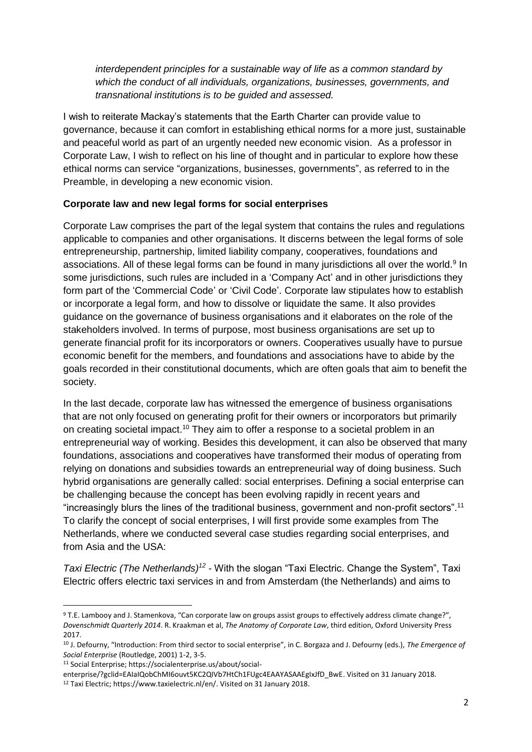*interdependent principles for a sustainable way of life as a common standard by which the conduct of all individuals, organizations, businesses, governments, and transnational institutions is to be guided and assessed.*

I wish to reiterate Mackay's statements that the Earth Charter can provide value to governance, because it can comfort in establishing ethical norms for a more just, sustainable and peaceful world as part of an urgently needed new economic vision. As a professor in Corporate Law, I wish to reflect on his line of thought and in particular to explore how these ethical norms can service "organizations, businesses, governments", as referred to in the Preamble, in developing a new economic vision.

**Corporate law and new legal forms for social enterprises**

Corporate Law comprises the part of the legal system that contains the rules and regulations applicable to companies and other organisations. It discerns between the legal forms of sole entrepreneurship, partnership, limited liability company, cooperatives, foundations and associations. All of these legal forms can be found in many jurisdictions all over the world.[9] In some jurisdictions, such rules are included in a 'Company Act' and in other jurisdictions they form part of the 'Commercial Code' or 'Civil Code'. Corporate law stipulates how to establish or incorporate a legal form, and how to dissolve or liquidate the same. It also provides guidance on the governance of business organisations and it elaborates on the role of the stakeholders involved. In terms of purpose, most business organisations are set up to generate financial profit for its incorporators or owners. Cooperatives usually have to pursue economic benefit for the members, and foundations and associations have to abide by the goals recorded in their constitutional documents, which are often goals that aim to benefit the society.

In the last decade, corporate law has witnessed the emergence of business organisations that are not only focused on generating profit for their owners or incorporators but primarily on creating societal impact.[10] They aim to offer a response to a societal problem in an entrepreneurial way of working. Besides this development, it can also be observed that many foundations, associations and cooperatives have transformed their modus of operating from relying on donations and subsidies towards an entrepreneurial way of doing business. Such hybrid organisations are generally called: social enterprises. Defining a social enterprise can be challenging because the concept has been evolving rapidly in recent years and "increasingly blurs the lines of the traditional business, government and non-profit sectors".[11] To clarify the concept of social enterprises, I will first provide some examples from The Netherlands, where we conducted several case studies regarding social enterprises, and from Asia and the USA:

*Taxi Electric (The Netherlands)*[12] - With the slogan "Taxi Electric. Change the System", Taxi Electric offers electric taxi services in and from Amsterdam (the Netherlands) and aims to

---

[9] T.E. Lambooy and J. Stamenkova, "Can corporate law on groups assist groups to effectively address climate change?", *Dovenschmidt Quarterly 2014*. R. Kraakman et al, *The Anatomy of Corporate Law*, third edition, Oxford University Press 2017.

[10] J. Defourny, "Introduction: From third sector to social enterprise", in C. Borgaza and J. Defourny (eds.), *The Emergence of Social Enterprise* (Routledge, 2001) 1-2, 3-5.

[11] Social Enterprise; https://socialenterprise.us/about/social-enterprise/?gclid=EAIaIQobChMI6ouvt5KC2QIVb7HtCh1FUgc4EAAYASAAEgIxJfD_BwE. Visited on 31 January 2018.

[12] Taxi Electric; https://www.taxielectric.nl/en/. Visited on 31 January 2018.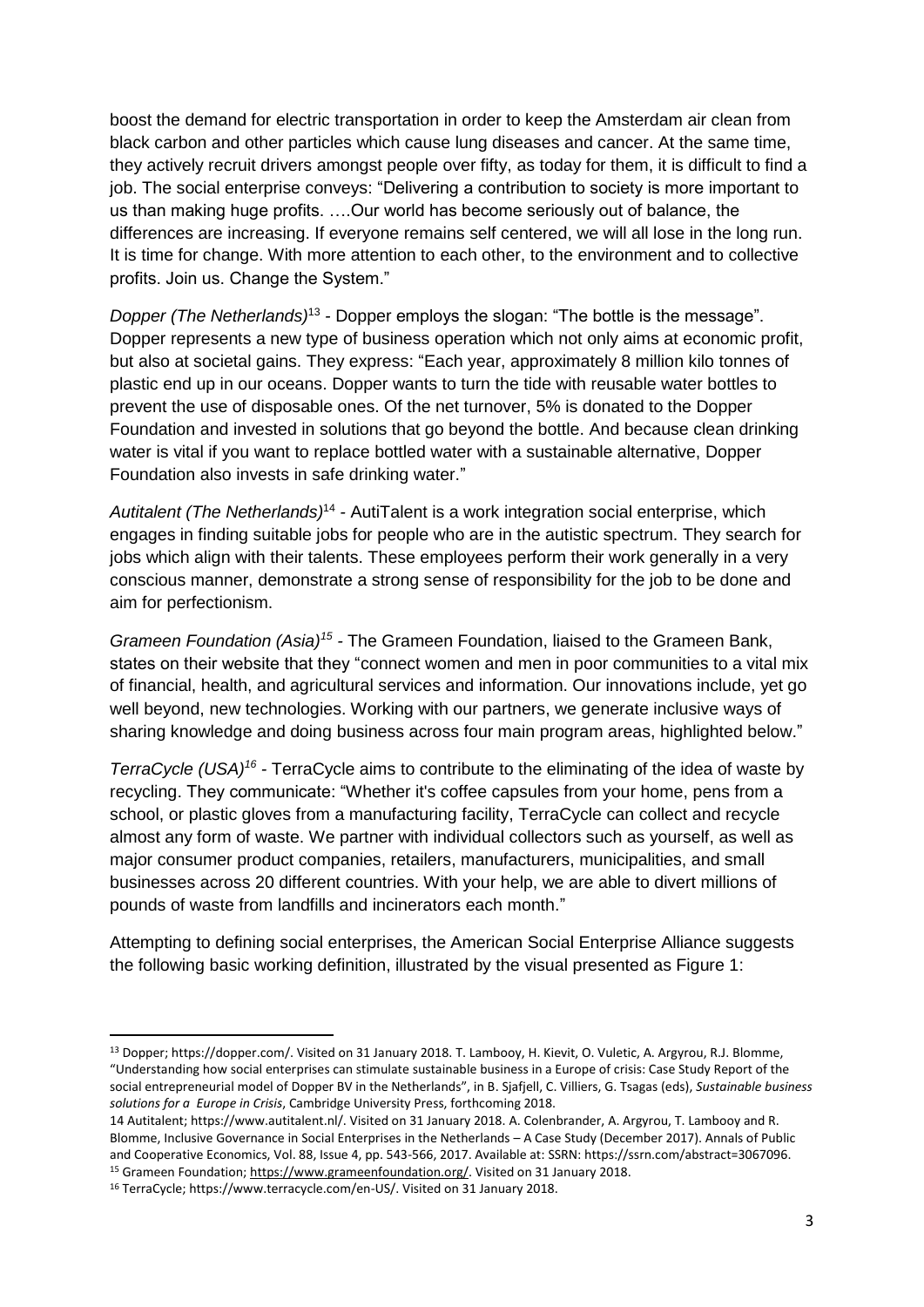boost the demand for electric transportation in order to keep the Amsterdam air clean from black carbon and other particles which cause lung diseases and cancer. At the same time, they actively recruit drivers amongst people over fifty, as today for them, it is difficult to find a job. The social enterprise conveys: "Delivering a contribution to society is more important to us than making huge profits. ….Our world has become seriously out of balance, the differences are increasing. If everyone remains self centered, we will all lose in the long run. It is time for change. With more attention to each other, to the environment and to collective profits. Join us. Change the System."

*Dopper (The Netherlands)*[13] - Dopper employs the slogan: "The bottle is the message". Dopper represents a new type of business operation which not only aims at economic profit, but also at societal gains. They express: "Each year, approximately 8 million kilo tonnes of plastic end up in our oceans. Dopper wants to turn the tide with reusable water bottles to prevent the use of disposable ones. Of the net turnover, 5% is donated to the Dopper Foundation and invested in solutions that go beyond the bottle. And because clean drinking water is vital if you want to replace bottled water with a sustainable alternative, Dopper Foundation also invests in safe drinking water."

*Autitalent (The Netherlands)*[14] - AutiTalent is a work integration social enterprise, which engages in finding suitable jobs for people who are in the autistic spectrum. They search for jobs which align with their talents. These employees perform their work generally in a very conscious manner, demonstrate a strong sense of responsibility for the job to be done and aim for perfectionism.

*Grameen Foundation (Asia)*[15] - The Grameen Foundation, liaised to the Grameen Bank, states on their website that they "connect women and men in poor communities to a vital mix of financial, health, and agricultural services and information. Our innovations include, yet go well beyond, new technologies. Working with our partners, we generate inclusive ways of sharing knowledge and doing business across four main program areas, highlighted below."

*TerraCycle (USA)*[16] - TerraCycle aims to contribute to the eliminating of the idea of waste by recycling. They communicate: "Whether it's coffee capsules from your home, pens from a school, or plastic gloves from a manufacturing facility, TerraCycle can collect and recycle almost any form of waste. We partner with individual collectors such as yourself, as well as major consumer product companies, retailers, manufacturers, municipalities, and small businesses across 20 different countries. With your help, we are able to divert millions of pounds of waste from landfills and incinerators each month."

Attempting to defining social enterprises, the American Social Enterprise Alliance suggests the following basic working definition, illustrated by the visual presented as Figure 1:

---

[13] Dopper; https://dopper.com/. Visited on 31 January 2018. T. Lambooy, H. Kievit, O. Vuletic, A. Argyrou, R.J. Blomme, "Understanding how social enterprises can stimulate sustainable business in a Europe of crisis: Case Study Report of the social entrepreneurial model of Dopper BV in the Netherlands", in B. Sjafjell, C. Villiers, G. Tsagas (eds), *Sustainable business solutions for a Europe in Crisis*, Cambridge University Press, forthcoming 2018.

[14] Autitalent; https://www.autitalent.nl/. Visited on 31 January 2018. A. Colenbrander, A. Argyrou, T. Lambooy and R. Blomme, Inclusive Governance in Social Enterprises in the Netherlands – A Case Study (December 2017). Annals of Public and Cooperative Economics, Vol. 88, Issue 4, pp. 543-566, 2017. Available at: SSRN: https://ssrn.com/abstract=3067096.

[15] Grameen Foundation; https://www.grameenfoundation.org/. Visited on 31 January 2018.

[16] TerraCycle; https://www.terracycle.com/en-US/. Visited on 31 January 2018.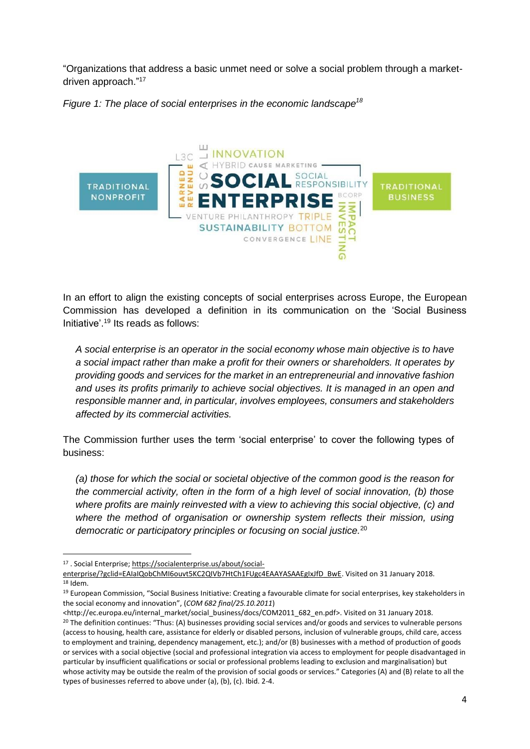"Organizations that address a basic unmet need or solve a social problem through a market-driven approach."[17]

*Figure 1: The place of social enterprises in the economic landscape*[18]

In an effort to align the existing concepts of social enterprises across Europe, the European Commission has developed a definition in its communication on the 'Social Business Initiative'.[19] Its reads as follows:

> *A social enterprise is an operator in the social economy whose main objective is to have a social impact rather than make a profit for their owners or shareholders. It operates by providing goods and services for the market in an entrepreneurial and innovative fashion and uses its profits primarily to achieve social objectives. It is managed in an open and responsible manner and, in particular, involves employees, consumers and stakeholders affected by its commercial activities.*

The Commission further uses the term 'social enterprise' to cover the following types of business:

> *(a) those for which the social or societal objective of the common good is the reason for the commercial activity, often in the form of a high level of social innovation, (b) those where profits are mainly reinvested with a view to achieving this social objective, (c) and where the method of organisation or ownership system reflects their mission, using democratic or participatory principles or focusing on social justice.*[20]

---

[17] . Social Enterprise; https://socialenterprise.us/about/social-enterprise/?gclid=EAIaIQobChMI6ouvt5KC2QIVb7HtCh1FUgc4EAAYASAAEgIxJfD_BwE. Visited on 31 January 2018.

[18] Idem.

[19] European Commission, "Social Business Initiative: Creating a favourable climate for social enterprises, key stakeholders in the social economy and innovation", (*COM 682 final/25.10.2011*) <http://ec.europa.eu/internal_market/social_business/docs/COM2011_682_en.pdf>. Visited on 31 January 2018.

[20] The definition continues: "Thus: (A) businesses providing social services and/or goods and services to vulnerable persons (access to housing, health care, assistance for elderly or disabled persons, inclusion of vulnerable groups, child care, access to employment and training, dependency management, etc.); and/or (B) businesses with a method of production of goods or services with a social objective (social and professional integration via access to employment for people disadvantaged in particular by insufficient qualifications or social or professional problems leading to exclusion and marginalisation) but whose activity may be outside the realm of the provision of social goods or services." Categories (A) and (B) relate to all the types of businesses referred to above under (a), (b), (c). Ibid. 2-4.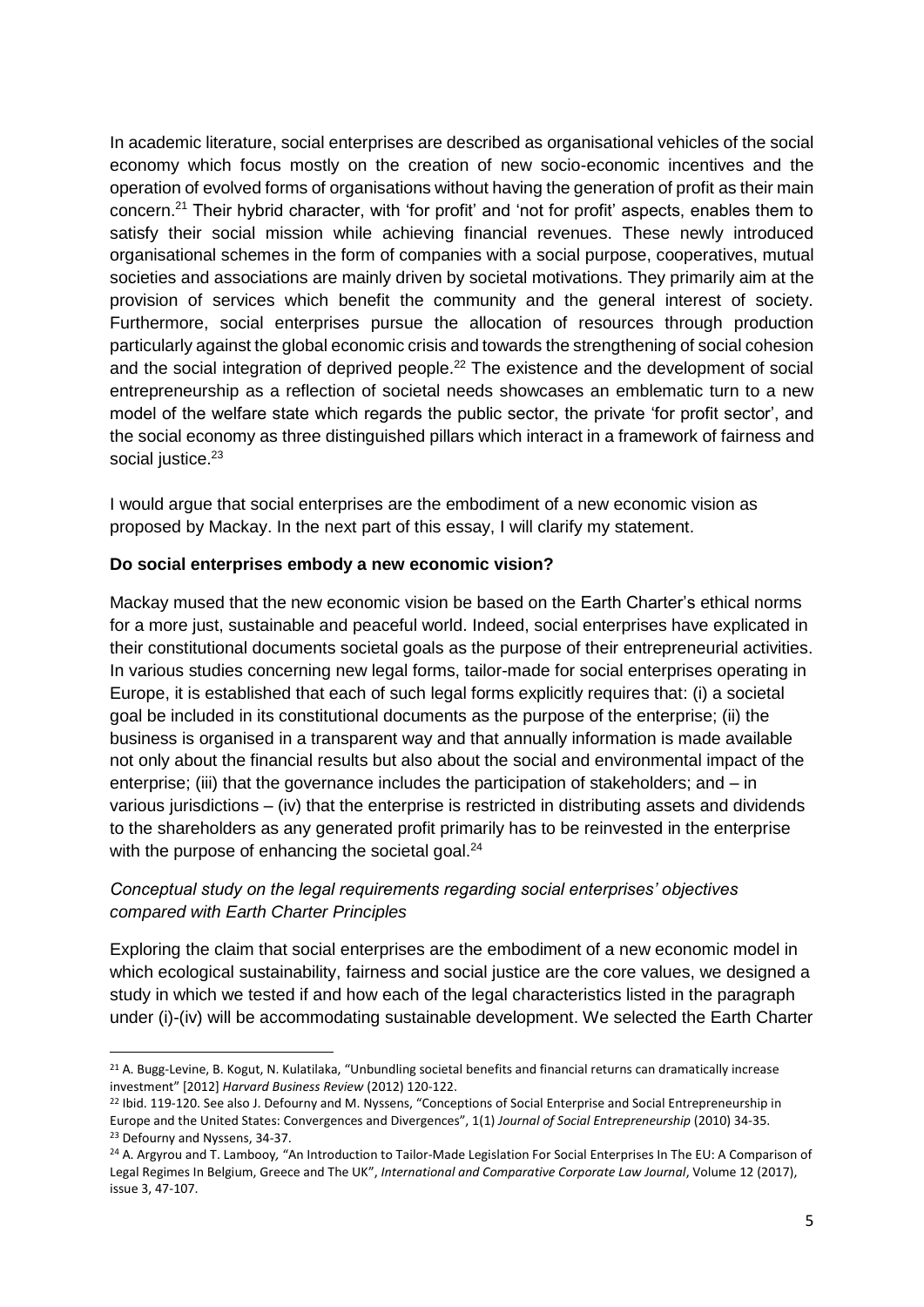In academic literature, social enterprises are described as organisational vehicles of the social economy which focus mostly on the creation of new socio-economic incentives and the operation of evolved forms of organisations without having the generation of profit as their main concern.[21] Their hybrid character, with 'for profit' and 'not for profit' aspects, enables them to satisfy their social mission while achieving financial revenues. These newly introduced organisational schemes in the form of companies with a social purpose, cooperatives, mutual societies and associations are mainly driven by societal motivations. They primarily aim at the provision of services which benefit the community and the general interest of society. Furthermore, social enterprises pursue the allocation of resources through production particularly against the global economic crisis and towards the strengthening of social cohesion and the social integration of deprived people.[22] The existence and the development of social entrepreneurship as a reflection of societal needs showcases an emblematic turn to a new model of the welfare state which regards the public sector, the private 'for profit sector', and the social economy as three distinguished pillars which interact in a framework of fairness and social justice.[23]

I would argue that social enterprises are the embodiment of a new economic vision as proposed by Mackay. In the next part of this essay, I will clarify my statement.

**Do social enterprises embody a new economic vision?**

Mackay mused that the new economic vision be based on the Earth Charter's ethical norms for a more just, sustainable and peaceful world. Indeed, social enterprises have explicated in their constitutional documents societal goals as the purpose of their entrepreneurial activities. In various studies concerning new legal forms, tailor-made for social enterprises operating in Europe, it is established that each of such legal forms explicitly requires that: (i) a societal goal be included in its constitutional documents as the purpose of the enterprise; (ii) the business is organised in a transparent way and that annually information is made available not only about the financial results but also about the social and environmental impact of the enterprise; (iii) that the governance includes the participation of stakeholders; and – in various jurisdictions – (iv) that the enterprise is restricted in distributing assets and dividends to the shareholders as any generated profit primarily has to be reinvested in the enterprise with the purpose of enhancing the societal goal.[24]

*Conceptual study on the legal requirements regarding social enterprises' objectives compared with Earth Charter Principles*

Exploring the claim that social enterprises are the embodiment of a new economic model in which ecological sustainability, fairness and social justice are the core values, we designed a study in which we tested if and how each of the legal characteristics listed in the paragraph under (i)-(iv) will be accommodating sustainable development. We selected the Earth Charter

---

[21] A. Bugg-Levine, B. Kogut, N. Kulatilaka, "Unbundling societal benefits and financial returns can dramatically increase investment" [2012] *Harvard Business Review* (2012) 120-122.

[22] Ibid. 119-120. See also J. Defourny and M. Nyssens, "Conceptions of Social Enterprise and Social Entrepreneurship in Europe and the United States: Convergences and Divergences", 1(1) *Journal of Social Entrepreneurship* (2010) 34-35.

[23] Defourny and Nyssens, 34-37.

[24] A. Argyrou and T. Lambooy, "An Introduction to Tailor-Made Legislation For Social Enterprises In The EU: A Comparison of Legal Regimes In Belgium, Greece and The UK", *International and Comparative Corporate Law Journal*, Volume 12 (2017), issue 3, 47-107.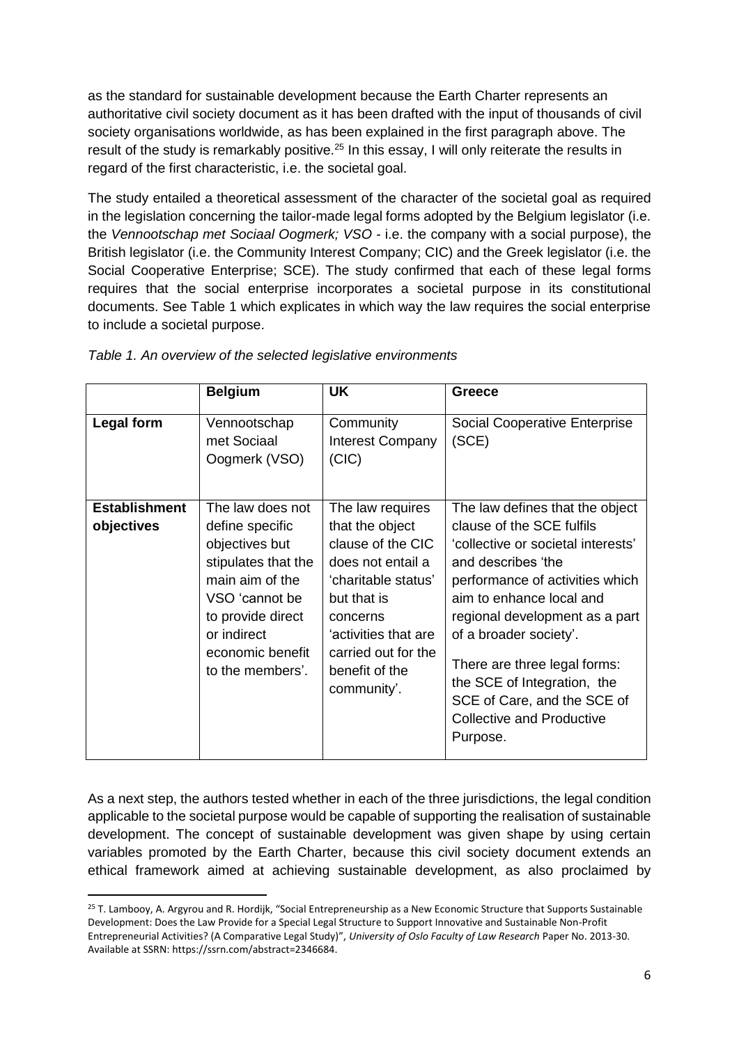as the standard for sustainable development because the Earth Charter represents an authoritative civil society document as it has been drafted with the input of thousands of civil society organisations worldwide, as has been explained in the first paragraph above. The result of the study is remarkably positive.[25] In this essay, I will only reiterate the results in regard of the first characteristic, i.e. the societal goal.

The study entailed a theoretical assessment of the character of the societal goal as required in the legislation concerning the tailor-made legal forms adopted by the Belgium legislator (i.e. the *Vennootschap met Sociaal Oogmerk; VSO* - i.e. the company with a social purpose), the British legislator (i.e. the Community Interest Company; CIC) and the Greek legislator (i.e. the Social Cooperative Enterprise; SCE). The study confirmed that each of these legal forms requires that the social enterprise incorporates a societal purpose in its constitutional documents. See Table 1 which explicates in which way the law requires the social enterprise to include a societal purpose.

*Table 1. An overview of the selected legislative environments*

| | **Belgium** | **UK** | **Greece** |
|---|---|---|---|
| **Legal form** | Vennootschap met Sociaal Oogmerk (VSO) | Community Interest Company (CIC) | Social Cooperative Enterprise (SCE) |
| **Establishment objectives** | The law does not define specific objectives but stipulates that the main aim of the VSO 'cannot be to provide direct or indirect economic benefit to the members'. | The law requires that the object clause of the CIC does not entail a 'charitable status' but that is concerns 'activities that are carried out for the benefit of the community'. | The law defines that the object clause of the SCE fulfils 'collective or societal interests' and describes 'the performance of activities which aim to enhance local and regional development as a part of a broader society'. There are three legal forms: the SCE of Integration, the SCE of Care, and the SCE of Collective and Productive Purpose. |

As a next step, the authors tested whether in each of the three jurisdictions, the legal condition applicable to the societal purpose would be capable of supporting the realisation of sustainable development. The concept of sustainable development was given shape by using certain variables promoted by the Earth Charter, because this civil society document extends an ethical framework aimed at achieving sustainable development, as also proclaimed by

[25] T. Lambooy, A. Argyrou and R. Hordijk, "Social Entrepreneurship as a New Economic Structure that Supports Sustainable Development: Does the Law Provide for a Special Legal Structure to Support Innovative and Sustainable Non-Profit Entrepreneurial Activities? (A Comparative Legal Study)", *University of Oslo Faculty of Law Research* Paper No. 2013-30. Available at SSRN: https://ssrn.com/abstract=2346684.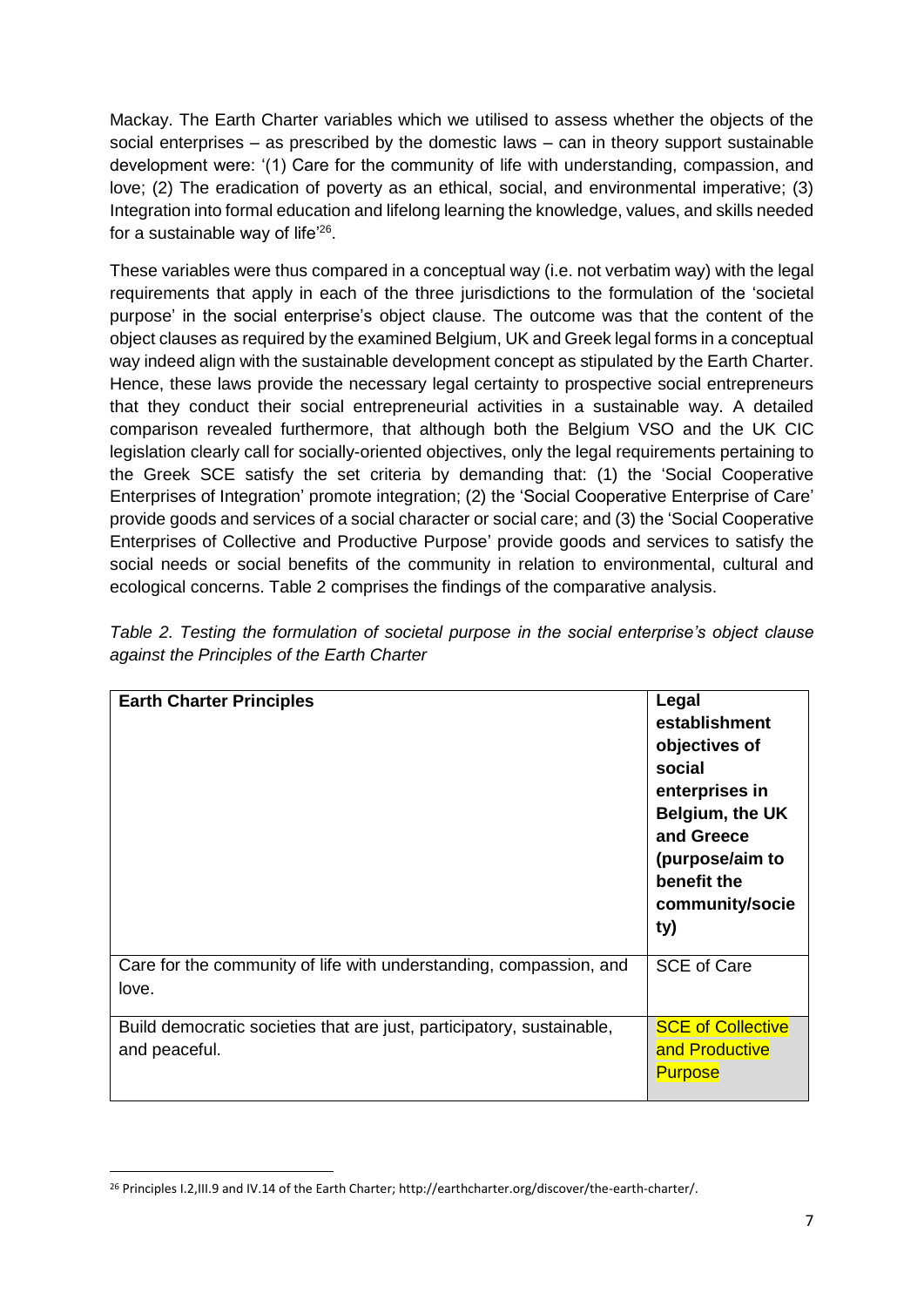Mackay. The Earth Charter variables which we utilised to assess whether the objects of the social enterprises – as prescribed by the domestic laws – can in theory support sustainable development were: '(1) Care for the community of life with understanding, compassion, and love; (2) The eradication of poverty as an ethical, social, and environmental imperative; (3) Integration into formal education and lifelong learning the knowledge, values, and skills needed for a sustainable way of life'[26].

These variables were thus compared in a conceptual way (i.e. not verbatim way) with the legal requirements that apply in each of the three jurisdictions to the formulation of the 'societal purpose' in the social enterprise's object clause. The outcome was that the content of the object clauses as required by the examined Belgium, UK and Greek legal forms in a conceptual way indeed align with the sustainable development concept as stipulated by the Earth Charter. Hence, these laws provide the necessary legal certainty to prospective social entrepreneurs that they conduct their social entrepreneurial activities in a sustainable way. A detailed comparison revealed furthermore, that although both the Belgium VSO and the UK CIC legislation clearly call for socially-oriented objectives, only the legal requirements pertaining to the Greek SCE satisfy the set criteria by demanding that: (1) the 'Social Cooperative Enterprises of Integration' promote integration; (2) the 'Social Cooperative Enterprise of Care' provide goods and services of a social character or social care; and (3) the 'Social Cooperative Enterprises of Collective and Productive Purpose' provide goods and services to satisfy the social needs or social benefits of the community in relation to environmental, cultural and ecological concerns. Table 2 comprises the findings of the comparative analysis.

*Table 2. Testing the formulation of societal purpose in the social enterprise's object clause against the Principles of the Earth Charter*

| **Earth Charter Principles** | **Legal establishment objectives of social enterprises in Belgium, the UK and Greece (purpose/aim to benefit the community/society)** |
| --- | --- |
| Care for the community of life with understanding, compassion, and love. | SCE of Care |
| Build democratic societies that are just, participatory, sustainable, and peaceful. | SCE of Collective and Productive Purpose |

[26] Principles I.2,III.9 and IV.14 of the Earth Charter; http://earthcharter.org/discover/the-earth-charter/.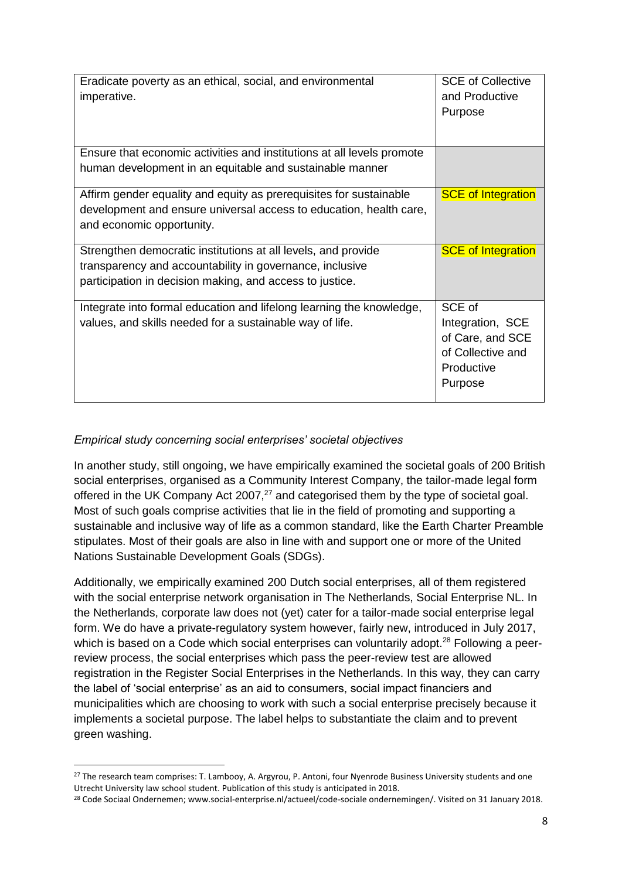| Eradicate poverty as an ethical, social, and environmental imperative. | SCE of Collective and Productive Purpose |
|---|---|
| Ensure that economic activities and institutions at all levels promote human development in an equitable and sustainable manner | |
| Affirm gender equality and equity as prerequisites for sustainable development and ensure universal access to education, health care, and economic opportunity. | SCE of Integration |
| Strengthen democratic institutions at all levels, and provide transparency and accountability in governance, inclusive participation in decision making, and access to justice. | SCE of Integration |
| Integrate into formal education and lifelong learning the knowledge, values, and skills needed for a sustainable way of life. | SCE of Integration, SCE of Care, and SCE of Collective and Productive Purpose |

*Empirical study concerning social enterprises' societal objectives*

In another study, still ongoing, we have empirically examined the societal goals of 200 British social enterprises, organised as a Community Interest Company, the tailor-made legal form offered in the UK Company Act 2007,[27] and categorised them by the type of societal goal. Most of such goals comprise activities that lie in the field of promoting and supporting a sustainable and inclusive way of life as a common standard, like the Earth Charter Preamble stipulates. Most of their goals are also in line with and support one or more of the United Nations Sustainable Development Goals (SDGs).

Additionally, we empirically examined 200 Dutch social enterprises, all of them registered with the social enterprise network organisation in The Netherlands, Social Enterprise NL. In the Netherlands, corporate law does not (yet) cater for a tailor-made social enterprise legal form. We do have a private-regulatory system however, fairly new, introduced in July 2017, which is based on a Code which social enterprises can voluntarily adopt.[28] Following a peer-review process, the social enterprises which pass the peer-review test are allowed registration in the Register Social Enterprises in the Netherlands. In this way, they can carry the label of 'social enterprise' as an aid to consumers, social impact financiers and municipalities which are choosing to work with such a social enterprise precisely because it implements a societal purpose. The label helps to substantiate the claim and to prevent green washing.

[27] The research team comprises: T. Lambooy, A. Argyrou, P. Antoni, four Nyenrode Business University students and one Utrecht University law school student. Publication of this study is anticipated in 2018.

[28] Code Sociaal Ondernemen; www.social-enterprise.nl/actueel/code-sociale ondernemingen/. Visited on 31 January 2018.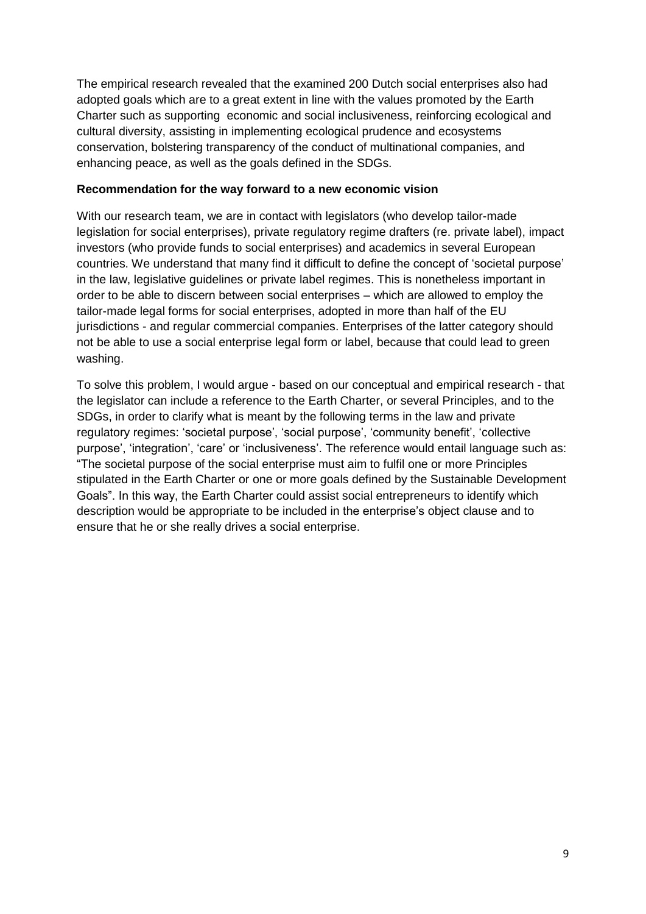The empirical research revealed that the examined 200 Dutch social enterprises also had adopted goals which are to a great extent in line with the values promoted by the Earth Charter such as supporting economic and social inclusiveness, reinforcing ecological and cultural diversity, assisting in implementing ecological prudence and ecosystems conservation, bolstering transparency of the conduct of multinational companies, and enhancing peace, as well as the goals defined in the SDGs.

**Recommendation for the way forward to a new economic vision**

With our research team, we are in contact with legislators (who develop tailor-made legislation for social enterprises), private regulatory regime drafters (re. private label), impact investors (who provide funds to social enterprises) and academics in several European countries. We understand that many find it difficult to define the concept of 'societal purpose' in the law, legislative guidelines or private label regimes. This is nonetheless important in order to be able to discern between social enterprises – which are allowed to employ the tailor-made legal forms for social enterprises, adopted in more than half of the EU jurisdictions - and regular commercial companies. Enterprises of the latter category should not be able to use a social enterprise legal form or label, because that could lead to green washing.

To solve this problem, I would argue - based on our conceptual and empirical research - that the legislator can include a reference to the Earth Charter, or several Principles, and to the SDGs, in order to clarify what is meant by the following terms in the law and private regulatory regimes: 'societal purpose', 'social purpose', 'community benefit', 'collective purpose', 'integration', 'care' or 'inclusiveness'. The reference would entail language such as: "The societal purpose of the social enterprise must aim to fulfil one or more Principles stipulated in the Earth Charter or one or more goals defined by the Sustainable Development Goals". In this way, the Earth Charter could assist social entrepreneurs to identify which description would be appropriate to be included in the enterprise's object clause and to ensure that he or she really drives a social enterprise.